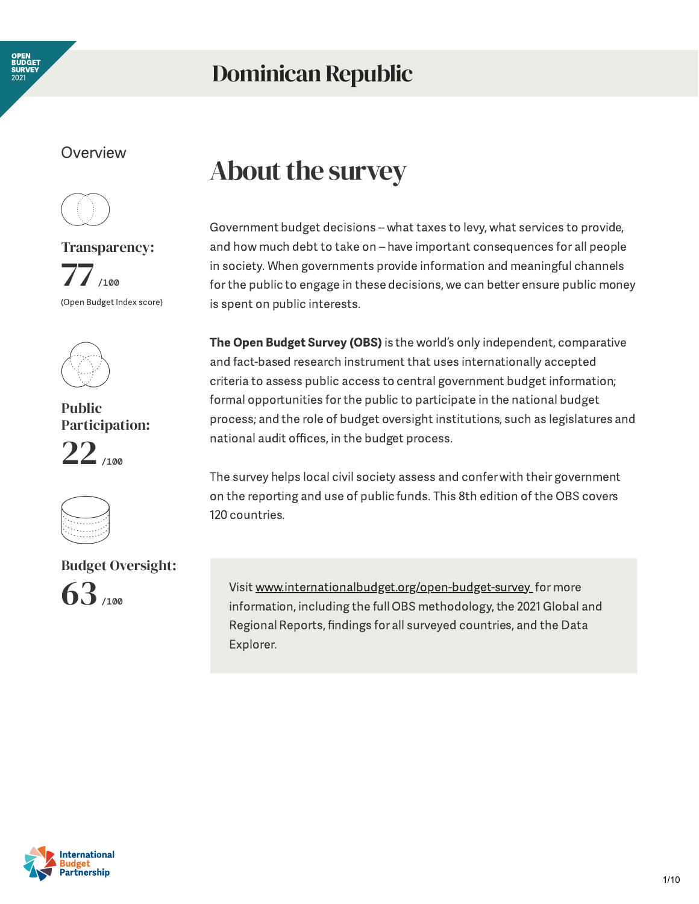# Dominican Republic

## Overview

**Transparency:**

77 /100

(Open Budget Index score)

**Public Participation:**

22 /100

**Budget Oversight:**

63 /100

## About the survey

Government budget decisions – what taxes to levy, what services to provide, and how much debt to take on – have important consequences for all people in society. When governments provide information and meaningful channels for the public to engage in these decisions, we can better ensure public money is spent on public interests.

**The Open Budget Survey (OBS)** is the world's only independent, comparative and fact-based research instrument that uses internationally accepted criteria to assess public access to central government budget information; formal opportunities for the public to participate in the national budget process; and the role of budget oversight institutions, such as legislatures and national audit offices, in the budget process.

The survey helps local civil society assess and confer with their government on the reporting and use of public funds. This 8th edition of the OBS covers 120 countries.

Visit www.internationalbudget.org/open-budget-survey for more information, including the full OBS methodology, the 2021 Global and Regional Reports, findings for all surveyed countries, and the Data Explorer.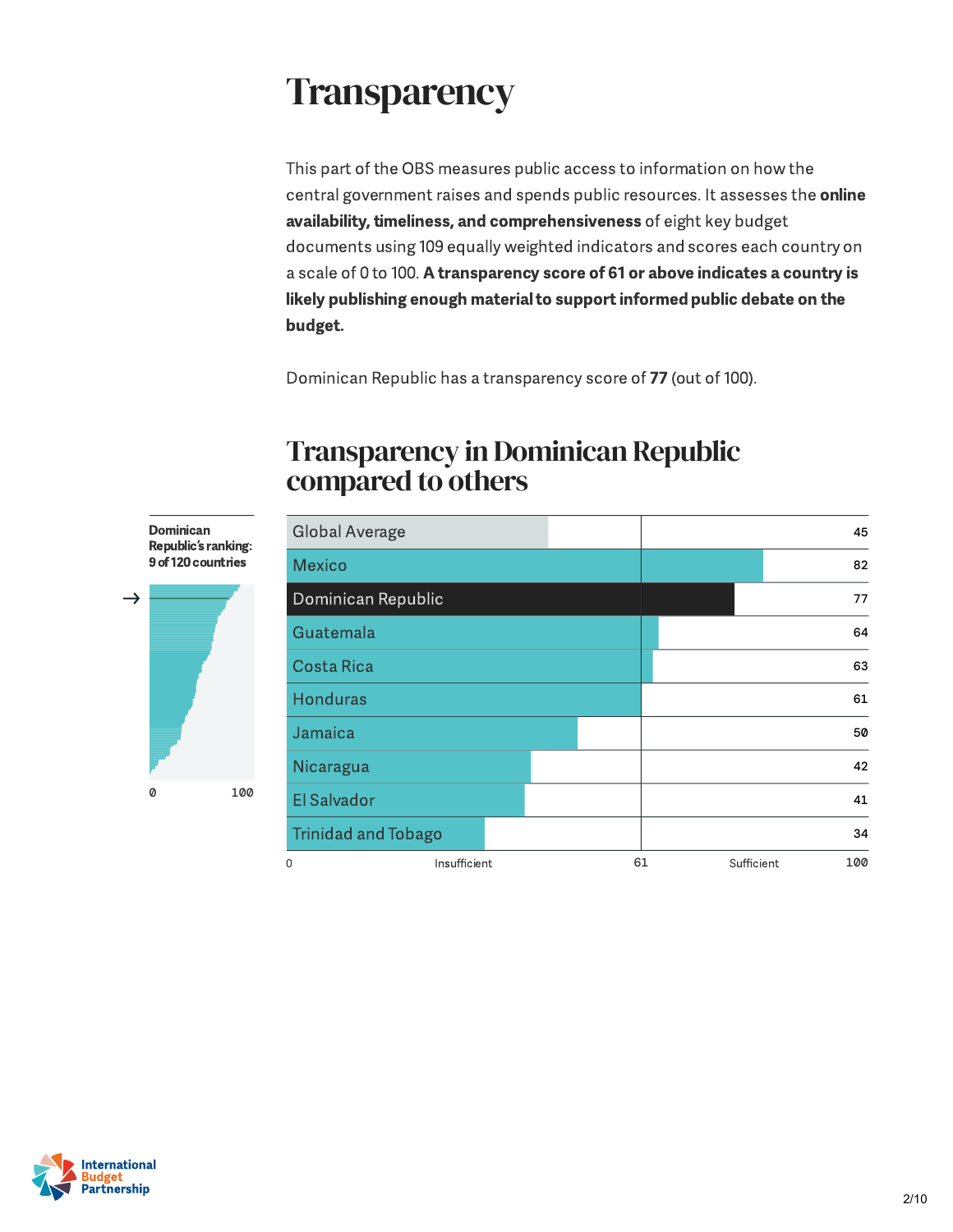# Transparency

This part of the OBS measures public access to information on how the central government raises and spends public resources. It assesses the **online availability, timeliness, and comprehensiveness** of eight key budget documents using 109 equally weighted indicators and scores each country on a scale of 0 to 100. **A transparency score of 61 or above indicates a country is likely publishing enough material to support informed public debate on the budget.**

Dominican Republic has a transparency score of **77** (out of 100).

## Transparency in Dominican Republic compared to others

Dominican Republic's ranking: 9 of 120 countries

0
100

Global Average 45
Mexico 82
Dominican Republic 77
Guatemala 64
Costa Rica 63
Honduras 61
Jamaica 50
Nicaragua 42
El Salvador 41
Trinidad and Tobago 34

0
Insufficient
61
Sufficient
100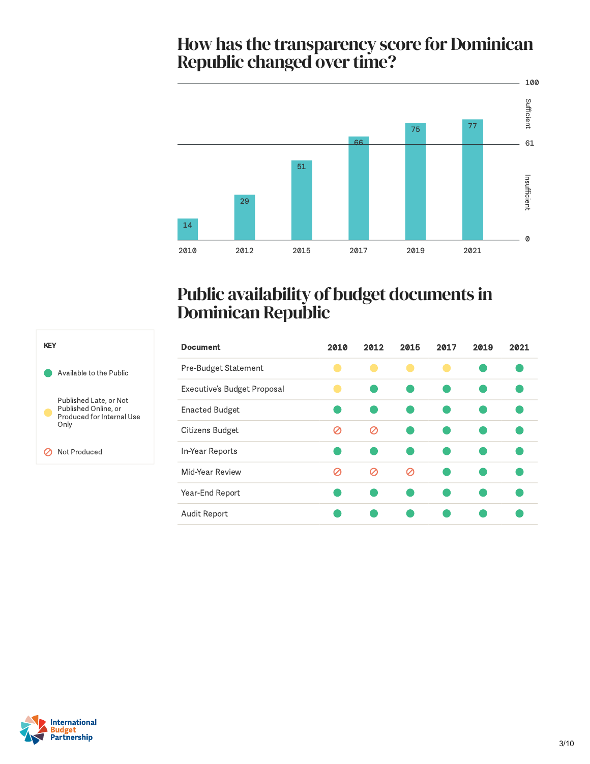## How has the transparency score for Dominican Republic changed over time?

100

Sufficient

61

Insufficient

0

14

29

51

66

75

77

2010

2012

2015

2017

2019

2021

## Public availability of budget documents in Dominican Republic

**KEY**

- ● Available to the Public
- ● Published Late, or Not Published Online, or Produced for Internal Use Only
- ⊘ Not Produced

| Document | 2010 | 2012 | 2015 | 2017 | 2019 | 2021 |
|---|---|---|---|---|---|---|
| Pre-Budget Statement | Published Late, or Not Published Online, or Produced for Internal Use Only | Published Late, or Not Published Online, or Produced for Internal Use Only | Published Late, or Not Published Online, or Produced for Internal Use Only | Published Late, or Not Published Online, or Produced for Internal Use Only | Available to the Public | Available to the Public |
| Executive's Budget Proposal | Published Late, or Not Published Online, or Produced for Internal Use Only | Available to the Public | Available to the Public | Available to the Public | Available to the Public | Available to the Public |
| Enacted Budget | Available to the Public | Available to the Public | Available to the Public | Available to the Public | Available to the Public | Available to the Public |
| Citizens Budget | Not Produced | Not Produced | Available to the Public | Available to the Public | Available to the Public | Available to the Public |
| In-Year Reports | Available to the Public | Available to the Public | Available to the Public | Available to the Public | Available to the Public | Available to the Public |
| Mid-Year Review | Not Produced | Not Produced | Not Produced | Available to the Public | Available to the Public | Available to the Public |
| Year-End Report | Available to the Public | Available to the Public | Available to the Public | Available to the Public | Available to the Public | Available to the Public |
| Audit Report | Available to the Public | Available to the Public | Available to the Public | Available to the Public | Available to the Public | Available to the Public |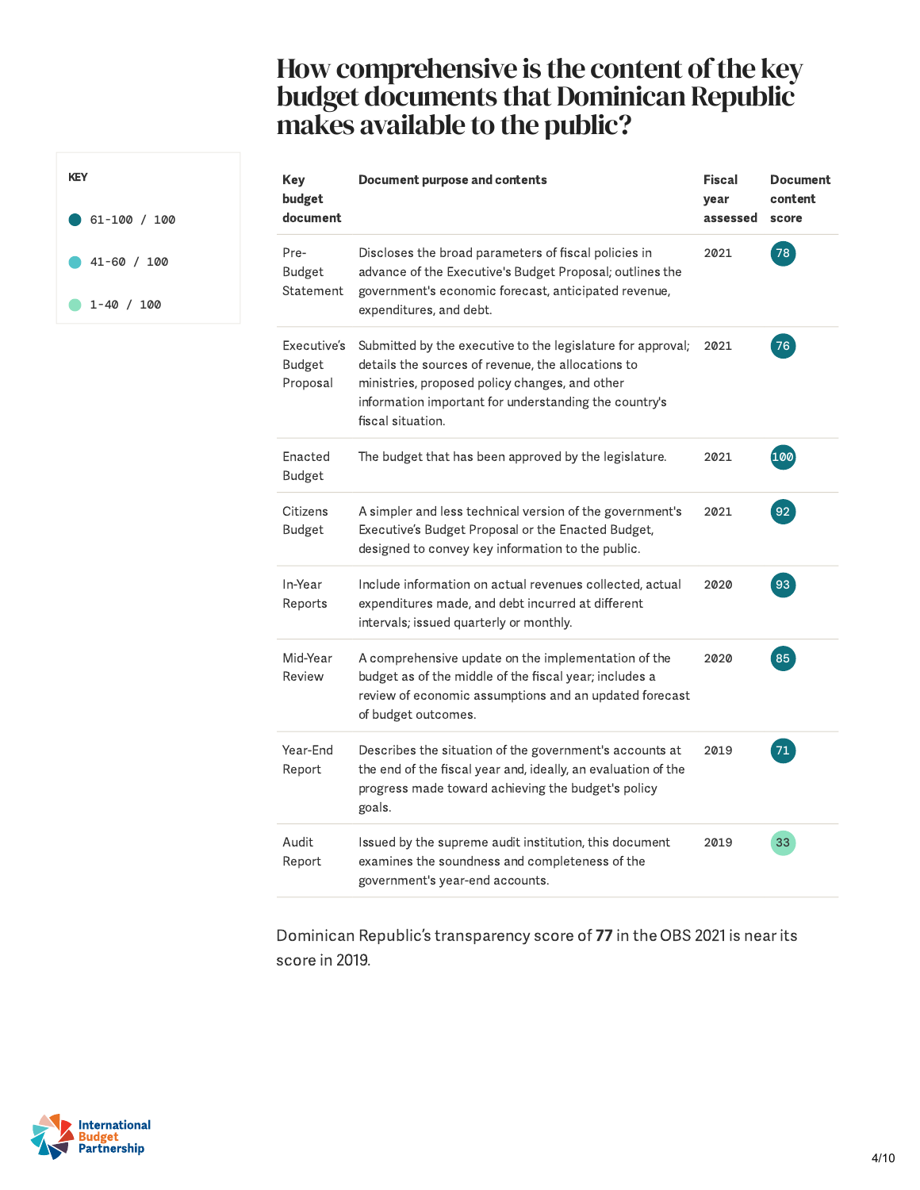# How comprehensive is the content of the key budget documents that Dominican Republic makes available to the public?

KEY

- 61-100 / 100
- 41-60 / 100
- 1-40 / 100

| Key budget document | Document purpose and contents | Fiscal year assessed | Document content score |
|---|---|---|---|
| Pre-Budget Statement | Discloses the broad parameters of fiscal policies in advance of the Executive's Budget Proposal; outlines the government's economic forecast, anticipated revenue, expenditures, and debt. | 2021 | 78 |
| Executive's Budget Proposal | Submitted by the executive to the legislature for approval; details the sources of revenue, the allocations to ministries, proposed policy changes, and other information important for understanding the country's fiscal situation. | 2021 | 76 |
| Enacted Budget | The budget that has been approved by the legislature. | 2021 | 100 |
| Citizens Budget | A simpler and less technical version of the government's Executive's Budget Proposal or the Enacted Budget, designed to convey key information to the public. | 2021 | 92 |
| In-Year Reports | Include information on actual revenues collected, actual expenditures made, and debt incurred at different intervals; issued quarterly or monthly. | 2020 | 93 |
| Mid-Year Review | A comprehensive update on the implementation of the budget as of the middle of the fiscal year; includes a review of economic assumptions and an updated forecast of budget outcomes. | 2020 | 85 |
| Year-End Report | Describes the situation of the government's accounts at the end of the fiscal year and, ideally, an evaluation of the progress made toward achieving the budget's policy goals. | 2019 | 71 |
| Audit Report | Issued by the supreme audit institution, this document examines the soundness and completeness of the government's year-end accounts. | 2019 | 33 |

Dominican Republic's transparency score of **77** in the OBS 2021 is near its score in 2019.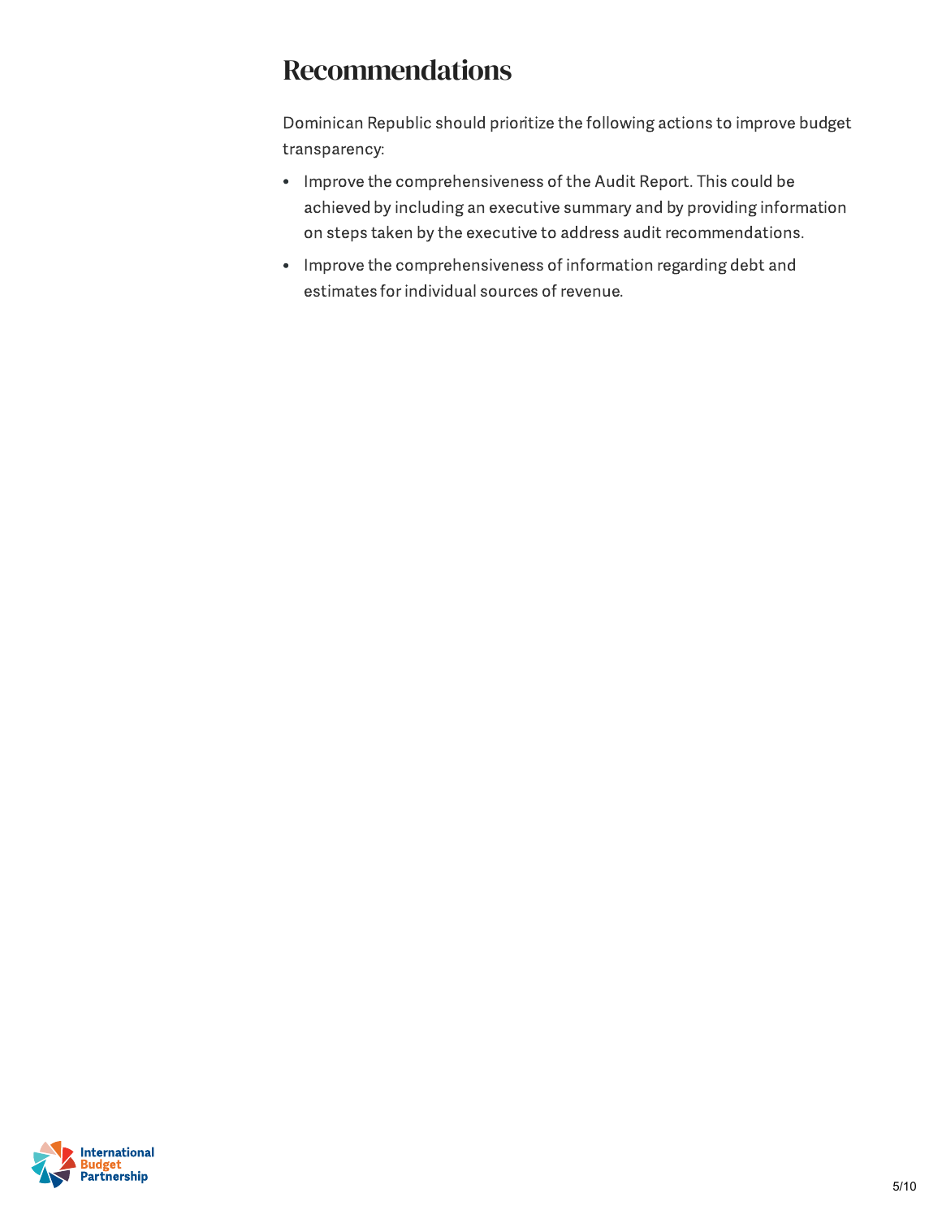## Recommendations

Dominican Republic should prioritize the following actions to improve budget transparency:

- Improve the comprehensiveness of the Audit Report. This could be achieved by including an executive summary and by providing information on steps taken by the executive to address audit recommendations.
- Improve the comprehensiveness of information regarding debt and estimates for individual sources of revenue.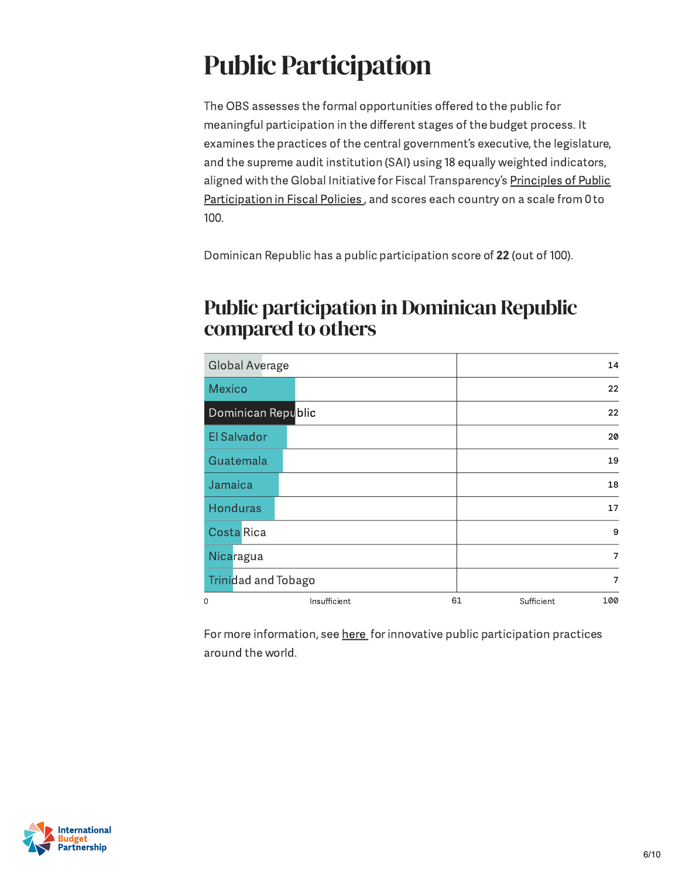# Public Participation

The OBS assesses the formal opportunities offered to the public for meaningful participation in the different stages of the budget process. It examines the practices of the central government's executive, the legislature, and the supreme audit institution (SAI) using 18 equally weighted indicators, aligned with the Global Initiative for Fiscal Transparency's Principles of Public Participation in Fiscal Policies , and scores each country on a scale from 0 to 100.

Dominican Republic has a public participation score of **22** (out of 100).

## Public participation in Dominican Republic compared to others

Global Average 14
Mexico 22
Dominican Republic 22
El Salvador 20
Guatemala 19
Jamaica 18
Honduras 17
Costa Rica 9
Nicaragua 7
Trinidad and Tobago 7

0 Insufficient 61 Sufficient 100

For more information, see here for innovative public participation practices around the world.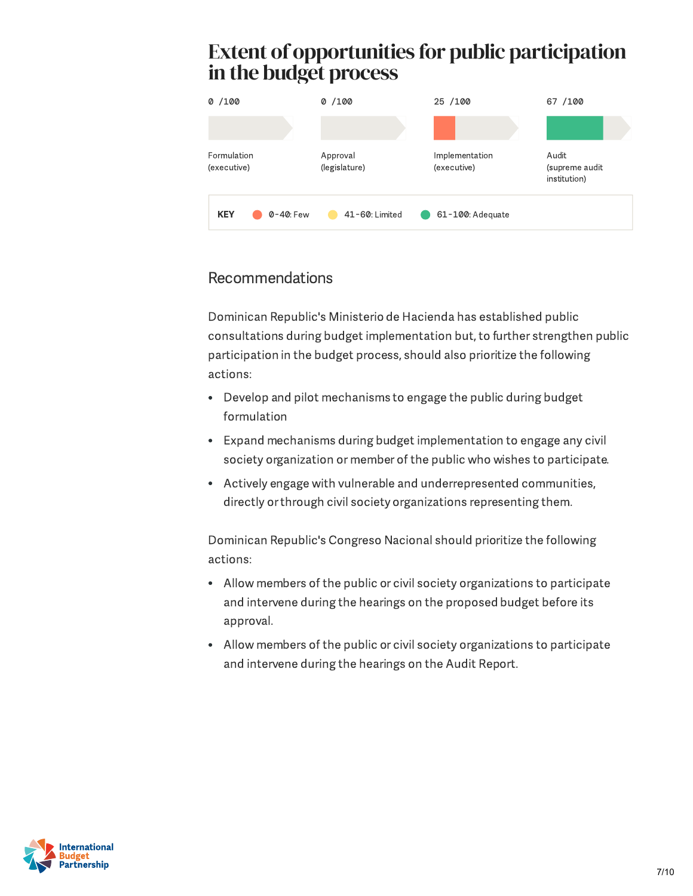# Extent of opportunities for public participation in the budget process

0 /100

Formulation (executive)

0 /100

Approval (legislature)

25 /100

Implementation (executive)

67 /100

Audit (supreme audit institution)

KEY 0-40: Few 41-60: Limited 61-100: Adequate

## Recommendations

Dominican Republic's Ministerio de Hacienda has established public consultations during budget implementation but, to further strengthen public participation in the budget process, should also prioritize the following actions:

- Develop and pilot mechanisms to engage the public during budget formulation
- Expand mechanisms during budget implementation to engage any civil society organization or member of the public who wishes to participate.
- Actively engage with vulnerable and underrepresented communities, directly or through civil society organizations representing them.

Dominican Republic's Congreso Nacional should prioritize the following actions:

- Allow members of the public or civil society organizations to participate and intervene during the hearings on the proposed budget before its approval.
- Allow members of the public or civil society organizations to participate and intervene during the hearings on the Audit Report.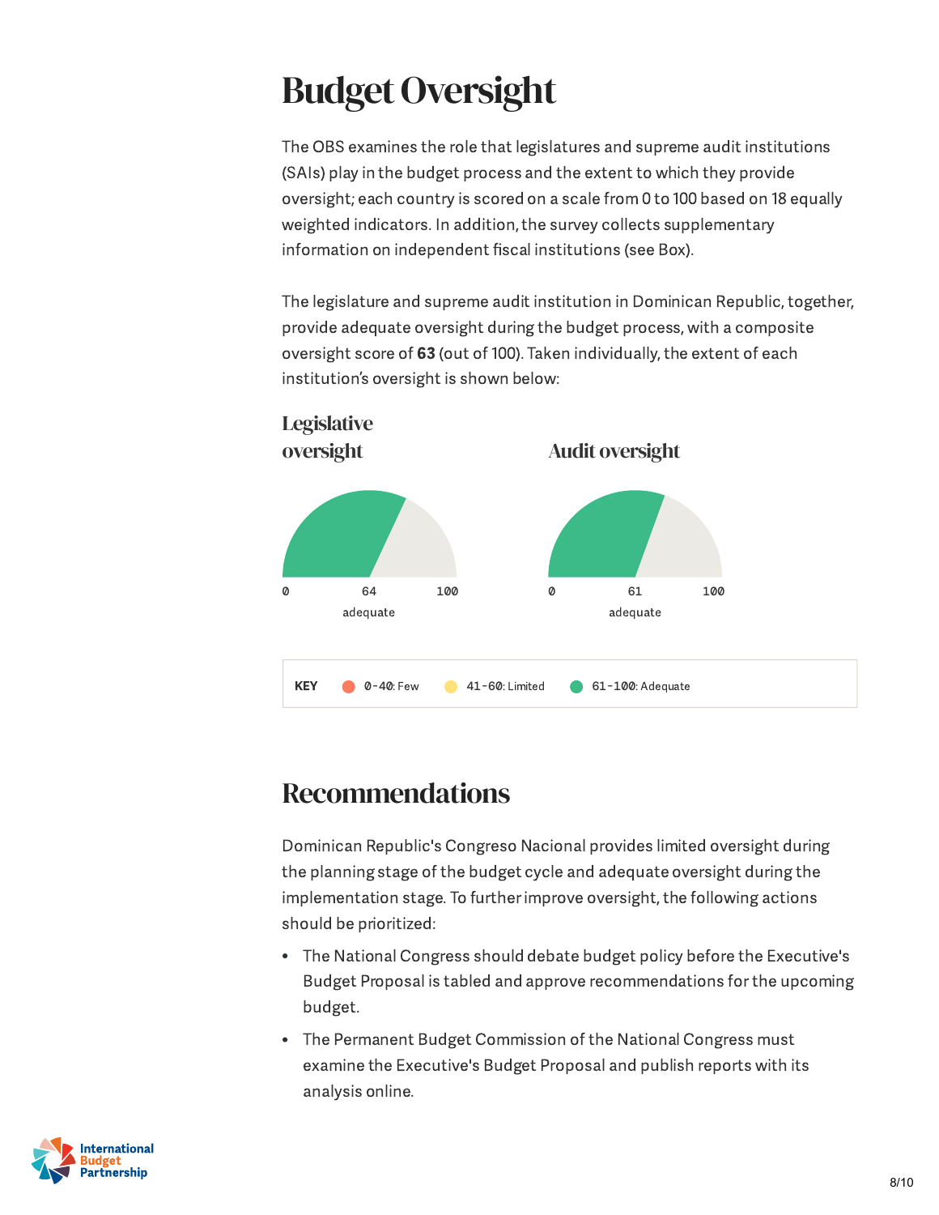# Budget Oversight

The OBS examines the role that legislatures and supreme audit institutions (SAIs) play in the budget process and the extent to which they provide oversight; each country is scored on a scale from 0 to 100 based on 18 equally weighted indicators. In addition, the survey collects supplementary information on independent fiscal institutions (see Box).

The legislature and supreme audit institution in Dominican Republic, together, provide adequate oversight during the budget process, with a composite oversight score of **63** (out of 100). Taken individually, the extent of each institution's oversight is shown below:

### Legislative oversight

0
64
100
adequate

### Audit oversight

0
61
100
adequate

KEY 0-40: Few 41-60: Limited 61-100: Adequate

# Recommendations

Dominican Republic's Congreso Nacional provides limited oversight during the planning stage of the budget cycle and adequate oversight during the implementation stage. To further improve oversight, the following actions should be prioritized:

- The National Congress should debate budget policy before the Executive's Budget Proposal is tabled and approve recommendations for the upcoming budget.
- The Permanent Budget Commission of the National Congress must examine the Executive's Budget Proposal and publish reports with its analysis online.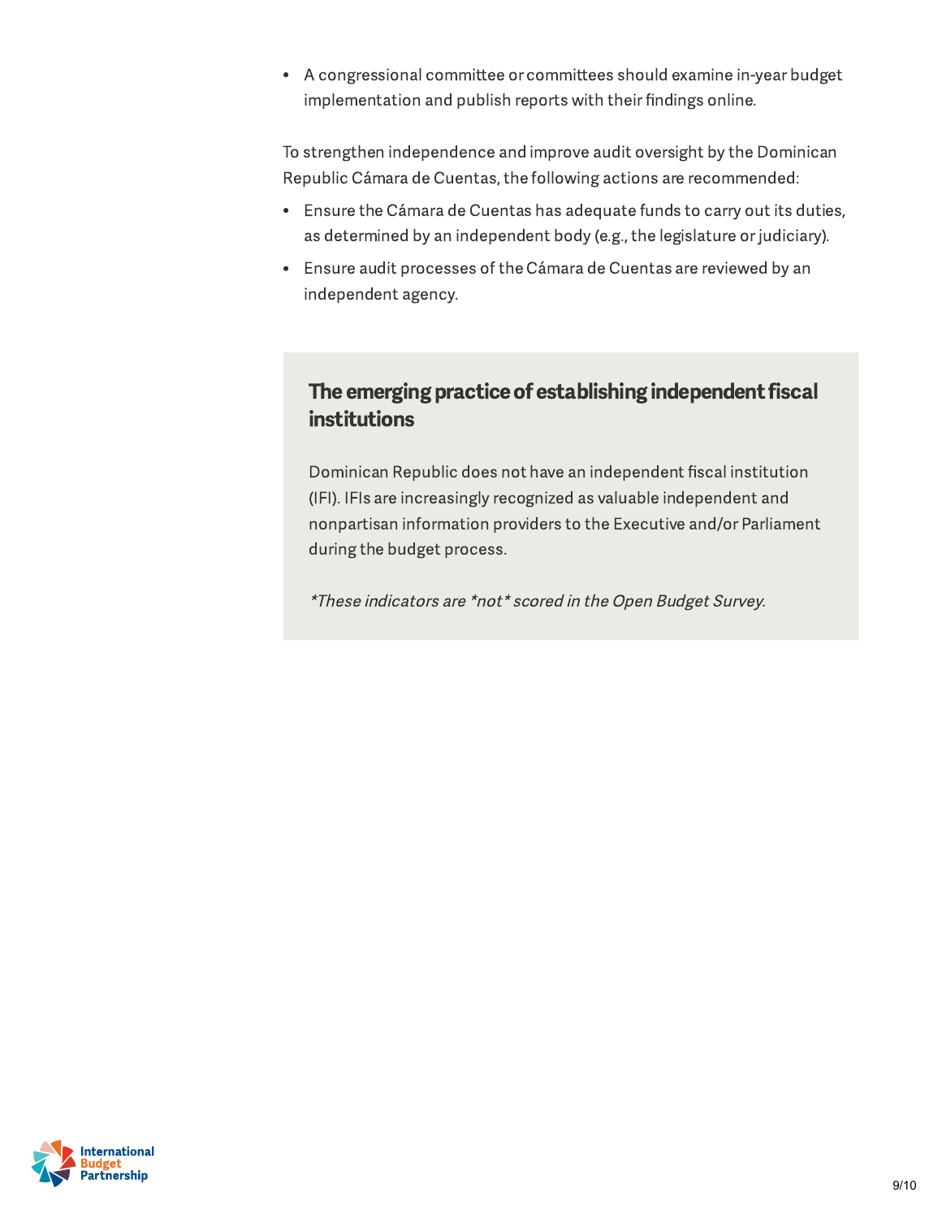- A congressional committee or committees should examine in-year budget implementation and publish reports with their findings online.

To strengthen independence and improve audit oversight by the Dominican Republic Cámara de Cuentas, the following actions are recommended:

- Ensure the Cámara de Cuentas has adequate funds to carry out its duties, as determined by an independent body (e.g., the legislature or judiciary).
- Ensure audit processes of the Cámara de Cuentas are reviewed by an independent agency.

### The emerging practice of establishing independent fiscal institutions

Dominican Republic does not have an independent fiscal institution (IFI). IFIs are increasingly recognized as valuable independent and nonpartisan information providers to the Executive and/or Parliament during the budget process.

*\*These indicators are \*not\* scored in the Open Budget Survey.*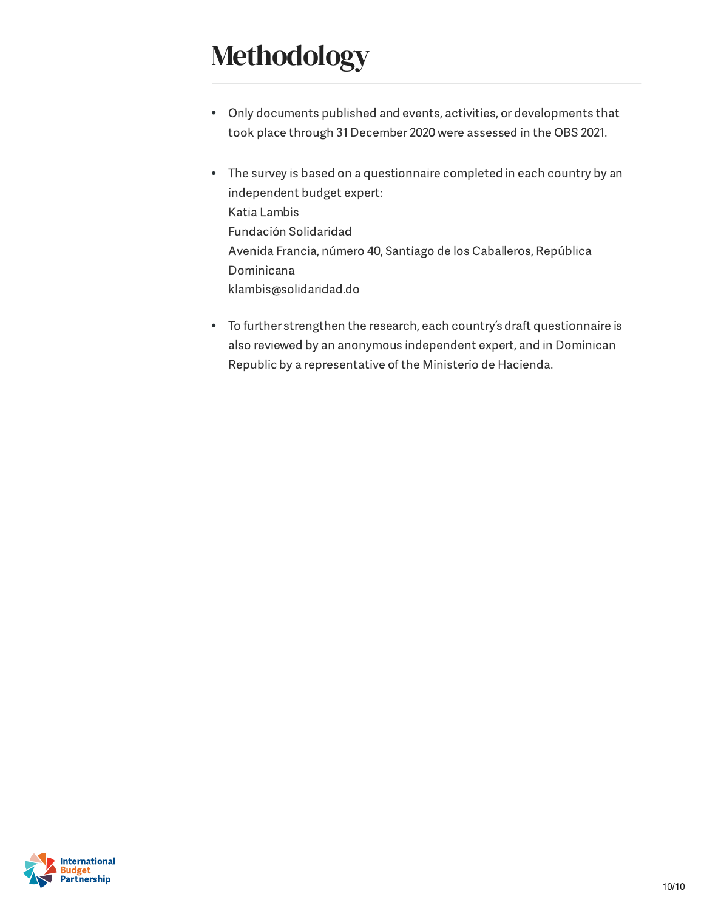# Methodology

- Only documents published and events, activities, or developments that took place through 31 December 2020 were assessed in the OBS 2021.

- The survey is based on a questionnaire completed in each country by an independent budget expert:
  Katia Lambis
  Fundación Solidaridad
  Avenida Francia, número 40, Santiago de los Caballeros, República Dominicana
  klambis@solidaridad.do

- To further strengthen the research, each country's draft questionnaire is also reviewed by an anonymous independent expert, and in Dominican Republic by a representative of the Ministerio de Hacienda.